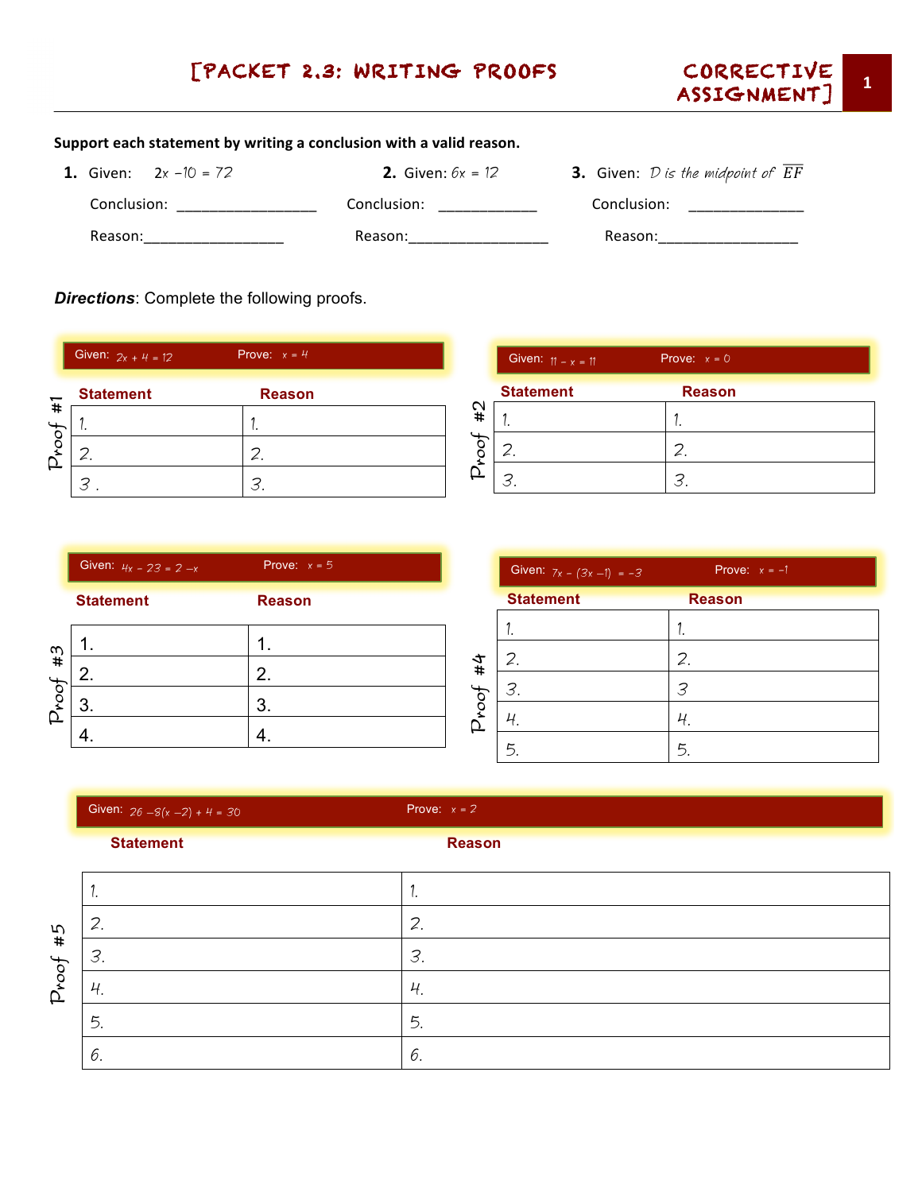# [PACKET 2.3: WRITING PROOFS CORRECTIVE ASSIGNMENT]

**Support each statement by writing a conclusion with a valid reason.**

**1.** Given: $2x - 10 = 72$

Conclusion: ________________

Reason: ________________

**2.** Given: $6x = 12$

Conclusion: ____________

Reason: ________________

**3.** Given: $D$ is the midpoint of $\overline{EF}$

Conclusion: ______________

Reason: ________________

***Directions***: Complete the following proofs.

## Proof #1

Given: $2x + 4 = 12$ Prove: $x = 4$

| Statement | Reason |
|---|---|
| 1. | 1. |
| 2. | 2. |
| 3 . | 3. |

## Proof #2

Given: $11 - x = 11$ Prove: $x = 0$

| Statement | Reason |
|---|---|
| 1. | 1. |
| 2. | 2. |
| 3. | 3. |

## Proof #3

Given: $4x - 23 = 2 - x$ Prove: $x = 5$

| Statement | Reason |
|---|---|
| 1. | 1. |
| 2. | 2. |
| 3. | 3. |
| 4. | 4. |

## Proof #4

Given: $7x - (3x - 1) = -3$ Prove: $x = -1$

| Statement | Reason |
|---|---|
| 1. | 1. |
| 2. | 2. |
| 3. | 3 |
| 4. | 4. |
| 5. | 5. |

## Proof #5

Given: $26 - 8(x - 2) + 4 = 30$ Prove: $x = 2$

| Statement | Reason |
|---|---|
| 1. | 1. |
| 2. | 2. |
| 3. | 3. |
| 4. | 4. |
| 5. | 5. |
| 6. | 6. |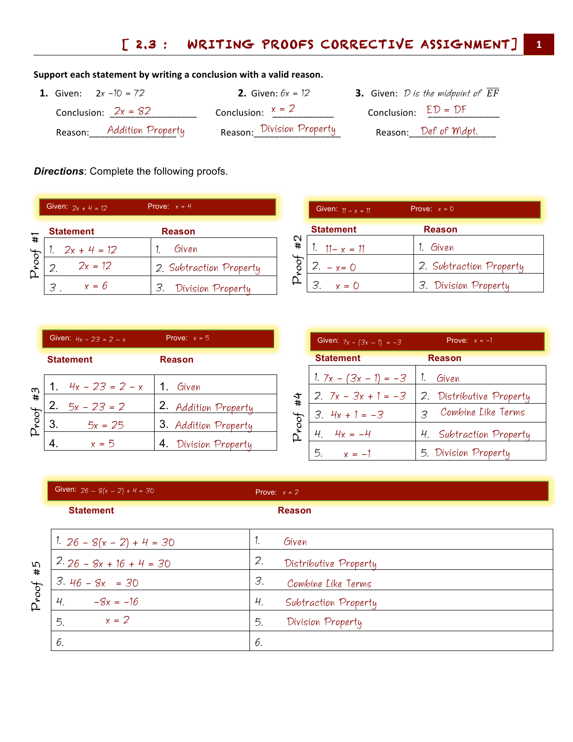# [ 2.3 : WRITING PROOFS CORRECTIVE ASSIGNMENT]

**Support each statement by writing a conclusion with a valid reason.**

**1.** Given: $2x - 10 = 72$

Conclusion: $2x = 82$

Reason: Addition Property

**2.** Given: $6x = 12$

Conclusion: $x = 2$

Reason: Division Property

**3.** Given: $D$ is the midpoint of $\overline{EF}$

Conclusion: $ED = DF$

Reason: Def of Mdpt.

***Directions***: Complete the following proofs.

## Proof #1

Given: $2x + 4 = 12$ Prove: $x = 4$

| Statement | Reason |
|---|---|
| 1. $2x + 4 = 12$ | 1. Given |
| 2. $2x = 12$ | 2. Subtraction Property |
| 3. $x = 6$ | 3. Division Property |

## Proof #2

Given: $11 - x = 11$ Prove: $x = 0$

| Statement | Reason |
|---|---|
| 1. $11 - x = 11$ | 1. Given |
| 2. $-x = 0$ | 2. Subtraction Property |
| 3. $x = 0$ | 3. Division Property |

## Proof #3

Given: $4x - 23 = 2 - x$ Prove: $x = 5$

| Statement | Reason |
|---|---|
| 1. $4x - 23 = 2 - x$ | 1. Given |
| 2. $5x - 23 = 2$ | 2. Addition Property |
| 3. $5x = 25$ | 3. Addition Property |
| 4. $x = 5$ | 4. Division Property |

## Proof #4

Given: $7x - (3x - 1) = -3$ Prove: $x = -1$

| Statement | Reason |
|---|---|
| 1. $7x - (3x - 1) = -3$ | 1. Given |
| 2. $7x - 3x + 1 = -3$ | 2. Distributive Property |
| 3. $4x + 1 = -3$ | 3 Combine Like Terms |
| 4. $4x = -4$ | 4. Subtraction Property |
| 5. $x = -1$ | 5. Division Property |

## Proof #5

Given: $26 - 8(x - 2) + 4 = 30$ Prove: $x = 2$

| Statement | Reason |
|---|---|
| 1. $26 - 8(x - 2) + 4 = 30$ | 1. Given |
| 2. $26 - 8x + 16 + 4 = 30$ | 2. Distributive Property |
| 3. $46 - 8x = 30$ | 3. Combine Like Terms |
| 4. $-8x = -16$ | 4. Subtraction Property |
| 5. $x = 2$ | 5. Division Property |
| 6. | 6. |